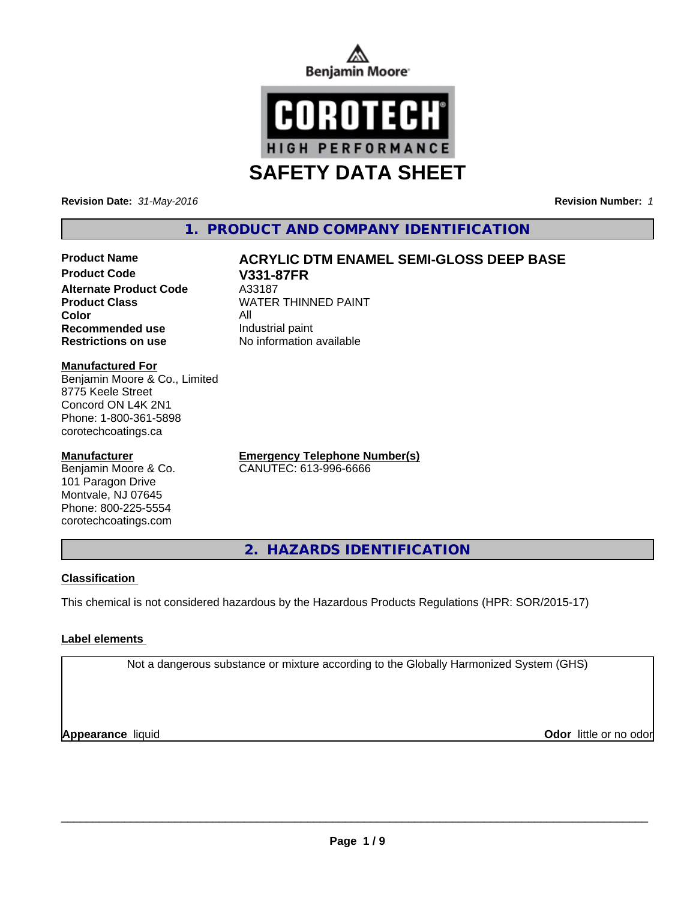Benjamin Moore

COROTECH HIGH PERFORMANCE

# SAFETY DATA SHEET

**Revision Date:** *31-May-2016*

**Revision Number:** *1*

## 1. PRODUCT AND COMPANY IDENTIFICATION

| | |
|---|---|
| **Product Name** | **ACRYLIC DTM ENAMEL SEMI-GLOSS DEEP BASE** |
| **Product Code** | **V331-87FR** |
| **Alternate Product Code** | A33187 |
| **Product Class** | WATER THINNED PAINT |
| **Color** | All |
| **Recommended use** | Industrial paint |
| **Restrictions on use** | No information available |

**Manufactured For**
Benjamin Moore & Co., Limited
8775 Keele Street
Concord ON L4K 2N1
Phone: 1-800-361-5898
corotechcoatings.ca

**Manufacturer**
Benjamin Moore & Co.
101 Paragon Drive
Montvale, NJ 07645
Phone: 800-225-5554
corotechcoatings.com

**Emergency Telephone Number(s)**
CANUTEC: 613-996-6666

## 2. HAZARDS IDENTIFICATION

**Classification**

This chemical is not considered hazardous by the Hazardous Products Regulations (HPR: SOR/2015-17)

**Label elements**

Not a dangerous substance or mixture according to the Globally Harmonized System (GHS)

**Appearance** liquid

**Odor** little or no odor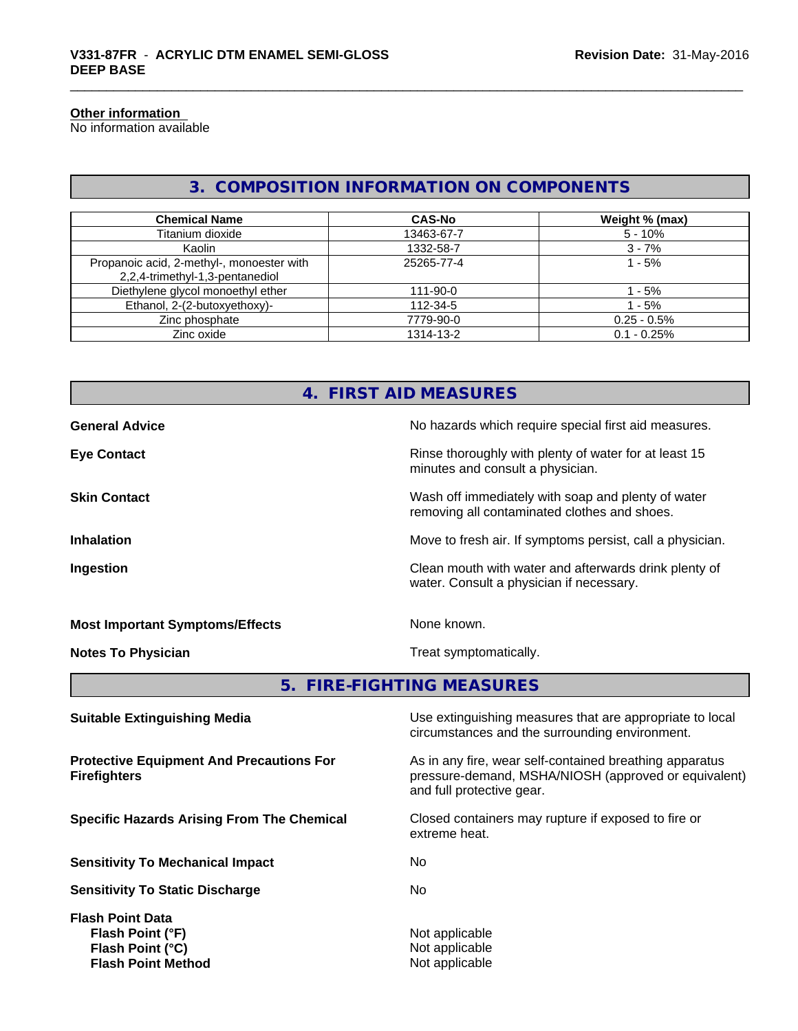**Other information**
No information available

## 3. COMPOSITION INFORMATION ON COMPONENTS

| Chemical Name | CAS-No | Weight % (max) |
|---|---|---|
| Titanium dioxide | 13463-67-7 | 5 - 10% |
| Kaolin | 1332-58-7 | 3 - 7% |
| Propanoic acid, 2-methyl-, monoester with 2,2,4-trimethyl-1,3-pentanediol | 25265-77-4 | 1 - 5% |
| Diethylene glycol monoethyl ether | 111-90-0 | 1 - 5% |
| Ethanol, 2-(2-butoxyethoxy)- | 112-34-5 | 1 - 5% |
| Zinc phosphate | 7779-90-0 | 0.25 - 0.5% |
| Zinc oxide | 1314-13-2 | 0.1 - 0.25% |

## 4. FIRST AID MEASURES

**General Advice** No hazards which require special first aid measures.

**Eye Contact** Rinse thoroughly with plenty of water for at least 15 minutes and consult a physician.

**Skin Contact** Wash off immediately with soap and plenty of water removing all contaminated clothes and shoes.

**Inhalation** Move to fresh air. If symptoms persist, call a physician.

**Ingestion** Clean mouth with water and afterwards drink plenty of water. Consult a physician if necessary.

**Most Important Symptoms/Effects** None known.

**Notes To Physician** Treat symptomatically.

## 5. FIRE-FIGHTING MEASURES

**Suitable Extinguishing Media** Use extinguishing measures that are appropriate to local circumstances and the surrounding environment.

**Protective Equipment And Precautions For Firefighters** As in any fire, wear self-contained breathing apparatus pressure-demand, MSHA/NIOSH (approved or equivalent) and full protective gear.

**Specific Hazards Arising From The Chemical** Closed containers may rupture if exposed to fire or extreme heat.

**Sensitivity To Mechanical Impact** No

**Sensitivity To Static Discharge** No

**Flash Point Data**
**Flash Point (°F)** Not applicable
**Flash Point (°C)** Not applicable
**Flash Point Method** Not applicable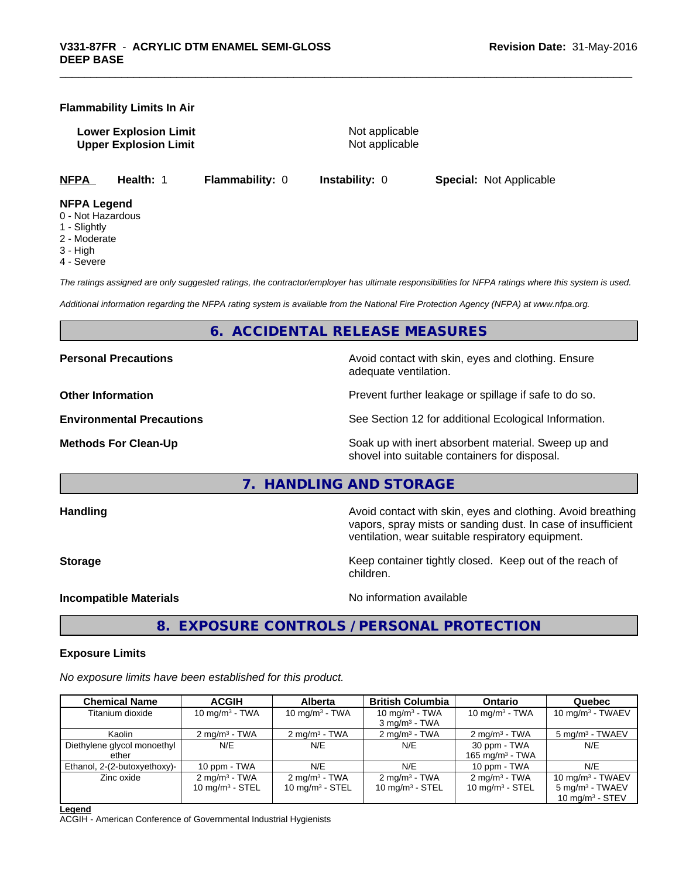**Flammability Limits In Air**

| | |
|---|---|
| **Lower Explosion Limit** | Not applicable |
| **Upper Explosion Limit** | Not applicable |

**NFPA** **Health:** 1 **Flammability:** 0 **Instability:** 0 **Special:** Not Applicable

**NFPA Legend**
0 - Not Hazardous
1 - Slightly
2 - Moderate
3 - High
4 - Severe

*The ratings assigned are only suggested ratings, the contractor/employer has ultimate responsibilities for NFPA ratings where this system is used.*

*Additional information regarding the NFPA rating system is available from the National Fire Protection Agency (NFPA) at www.nfpa.org.*

## 6. ACCIDENTAL RELEASE MEASURES

| | |
|---|---|
| **Personal Precautions** | Avoid contact with skin, eyes and clothing. Ensure adequate ventilation. |
| **Other Information** | Prevent further leakage or spillage if safe to do so. |
| **Environmental Precautions** | See Section 12 for additional Ecological Information. |
| **Methods For Clean-Up** | Soak up with inert absorbent material. Sweep up and shovel into suitable containers for disposal. |

## 7. HANDLING AND STORAGE

| | |
|---|---|
| **Handling** | Avoid contact with skin, eyes and clothing. Avoid breathing vapors, spray mists or sanding dust. In case of insufficient ventilation, wear suitable respiratory equipment. |
| **Storage** | Keep container tightly closed. Keep out of the reach of children. |
| **Incompatible Materials** | No information available |

## 8. EXPOSURE CONTROLS / PERSONAL PROTECTION

**Exposure Limits**

*No exposure limits have been established for this product.*

| Chemical Name | ACGIH | Alberta | British Columbia | Ontario | Quebec |
|---|---|---|---|---|---|
| Titanium dioxide | 10 mg/m³ - TWA | 10 mg/m³ - TWA | 10 mg/m³ - TWA<br>3 mg/m³ - TWA | 10 mg/m³ - TWA | 10 mg/m³ - TWAEV |
| Kaolin | 2 mg/m³ - TWA | 2 mg/m³ - TWA | 2 mg/m³ - TWA | 2 mg/m³ - TWA | 5 mg/m³ - TWAEV |
| Diethylene glycol monoethyl ether | N/E | N/E | N/E | 30 ppm - TWA<br>165 mg/m³ - TWA | N/E |
| Ethanol, 2-(2-butoxyethoxy)- | 10 ppm - TWA | N/E | N/E | 10 ppm - TWA | N/E |
| Zinc oxide | 2 mg/m³ - TWA<br>10 mg/m³ - STEL | 2 mg/m³ - TWA<br>10 mg/m³ - STEL | 2 mg/m³ - TWA<br>10 mg/m³ - STEL | 2 mg/m³ - TWA<br>10 mg/m³ - STEL | 10 mg/m³ - TWAEV<br>5 mg/m³ - TWAEV<br>10 mg/m³ - STEV |

**Legend**
ACGIH - American Conference of Governmental Industrial Hygienists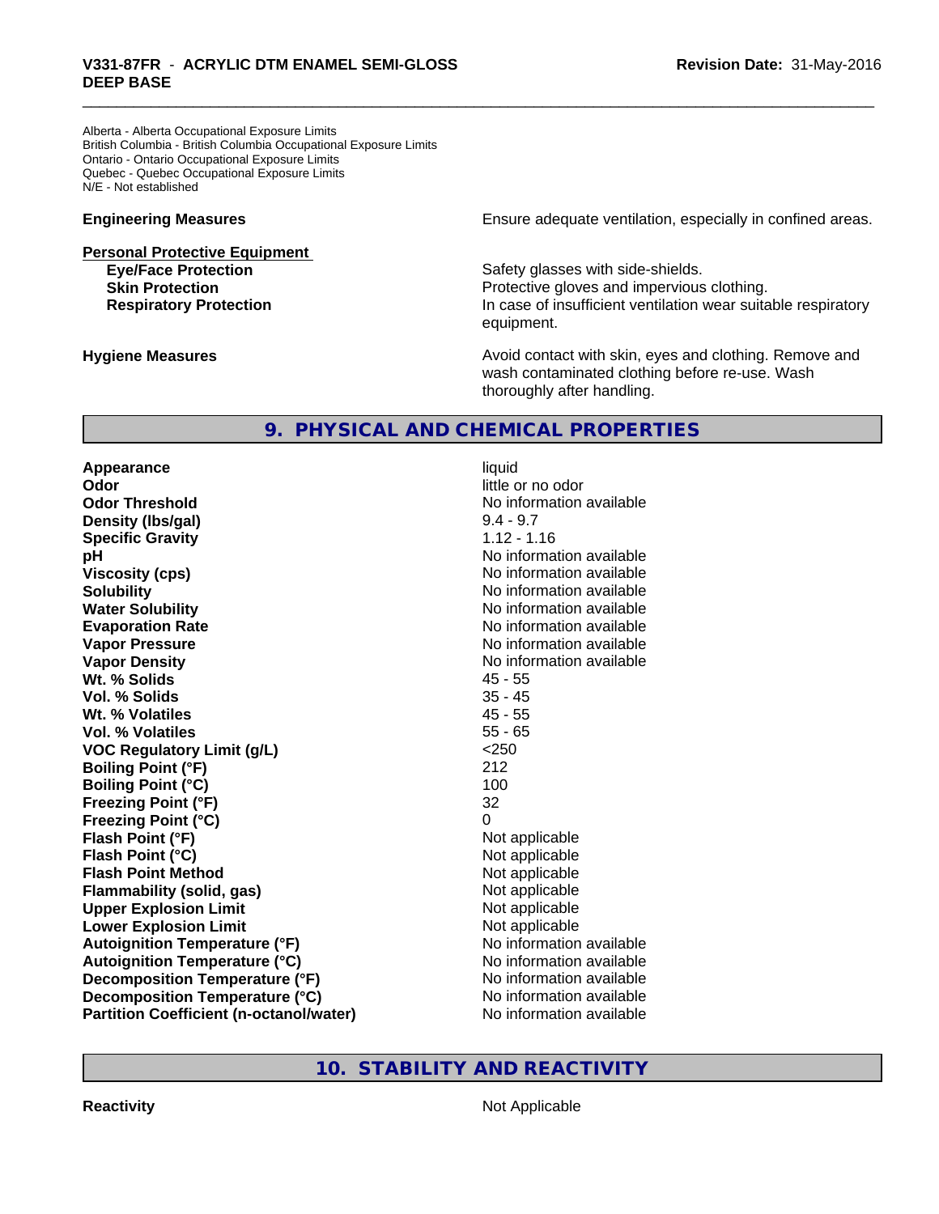Alberta - Alberta Occupational Exposure Limits
British Columbia - British Columbia Occupational Exposure Limits
Ontario - Ontario Occupational Exposure Limits
Quebec - Quebec Occupational Exposure Limits
N/E - Not established

**Engineering Measures** — Ensure adequate ventilation, especially in confined areas.

**Personal Protective Equipment**

- **Eye/Face Protection** — Safety glasses with side-shields.
- **Skin Protection** — Protective gloves and impervious clothing.
- **Respiratory Protection** — In case of insufficient ventilation wear suitable respiratory equipment.

**Hygiene Measures** — Avoid contact with skin, eyes and clothing. Remove and wash contaminated clothing before re-use. Wash thoroughly after handling.

## 9. PHYSICAL AND CHEMICAL PROPERTIES

| Property | Value |
|---|---|
| **Appearance** | liquid |
| **Odor** | little or no odor |
| **Odor Threshold** | No information available |
| **Density (lbs/gal)** | 9.4 - 9.7 |
| **Specific Gravity** | 1.12 - 1.16 |
| **pH** | No information available |
| **Viscosity (cps)** | No information available |
| **Solubility** | No information available |
| **Water Solubility** | No information available |
| **Evaporation Rate** | No information available |
| **Vapor Pressure** | No information available |
| **Vapor Density** | No information available |
| **Wt. % Solids** | 45 - 55 |
| **Vol. % Solids** | 35 - 45 |
| **Wt. % Volatiles** | 45 - 55 |
| **Vol. % Volatiles** | 55 - 65 |
| **VOC Regulatory Limit (g/L)** | <250 |
| **Boiling Point (°F)** | 212 |
| **Boiling Point (°C)** | 100 |
| **Freezing Point (°F)** | 32 |
| **Freezing Point (°C)** | 0 |
| **Flash Point (°F)** | Not applicable |
| **Flash Point (°C)** | Not applicable |
| **Flash Point Method** | Not applicable |
| **Flammability (solid, gas)** | Not applicable |
| **Upper Explosion Limit** | Not applicable |
| **Lower Explosion Limit** | Not applicable |
| **Autoignition Temperature (°F)** | No information available |
| **Autoignition Temperature (°C)** | No information available |
| **Decomposition Temperature (°F)** | No information available |
| **Decomposition Temperature (°C)** | No information available |
| **Partition Coefficient (n-octanol/water)** | No information available |

## 10. STABILITY AND REACTIVITY

**Reactivity** — Not Applicable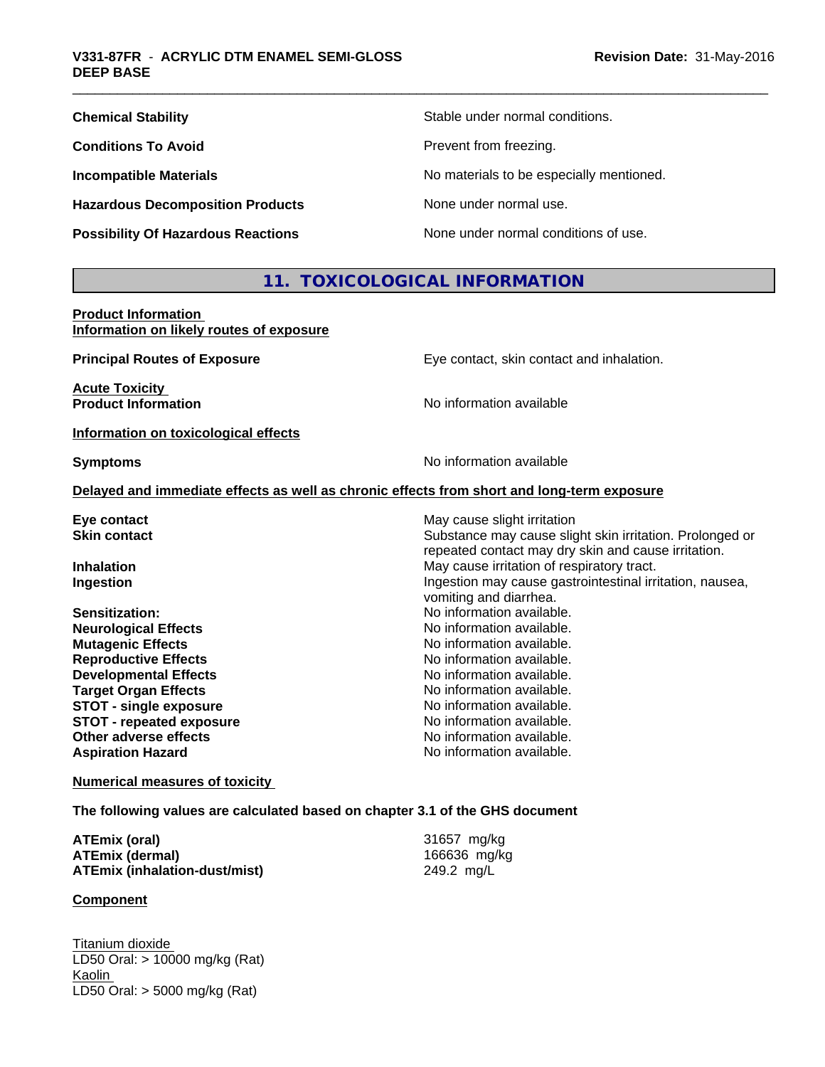| | |
|---|---|
| **Chemical Stability** | Stable under normal conditions. |
| **Conditions To Avoid** | Prevent from freezing. |
| **Incompatible Materials** | No materials to be especially mentioned. |
| **Hazardous Decomposition Products** | None under normal use. |
| **Possibility Of Hazardous Reactions** | None under normal conditions of use. |

## 11. TOXICOLOGICAL INFORMATION

**Product Information**
**Information on likely routes of exposure**

**Principal Routes of Exposure** — Eye contact, skin contact and inhalation.

**Acute Toxicity**
**Product Information** — No information available

**Information on toxicological effects**

**Symptoms** — No information available

**Delayed and immediate effects as well as chronic effects from short and long-term exposure**

| | |
|---|---|
| **Eye contact** | May cause slight irritation |
| **Skin contact** | Substance may cause slight skin irritation. Prolonged or repeated contact may dry skin and cause irritation. |
| **Inhalation** | May cause irritation of respiratory tract. |
| **Ingestion** | Ingestion may cause gastrointestinal irritation, nausea, vomiting and diarrhea. |
| **Sensitization:** | No information available. |
| **Neurological Effects** | No information available. |
| **Mutagenic Effects** | No information available. |
| **Reproductive Effects** | No information available. |
| **Developmental Effects** | No information available. |
| **Target Organ Effects** | No information available. |
| **STOT - single exposure** | No information available. |
| **STOT - repeated exposure** | No information available. |
| **Other adverse effects** | No information available. |
| **Aspiration Hazard** | No information available. |

**Numerical measures of toxicity**

**The following values are calculated based on chapter 3.1 of the GHS document**

| | |
|---|---|
| **ATEmix (oral)** | 31657 mg/kg |
| **ATEmix (dermal)** | 166636 mg/kg |
| **ATEmix (inhalation-dust/mist)** | 249.2 mg/L |

**Component**

Titanium dioxide
LD50 Oral: > 10000 mg/kg (Rat)
Kaolin
LD50 Oral: > 5000 mg/kg (Rat)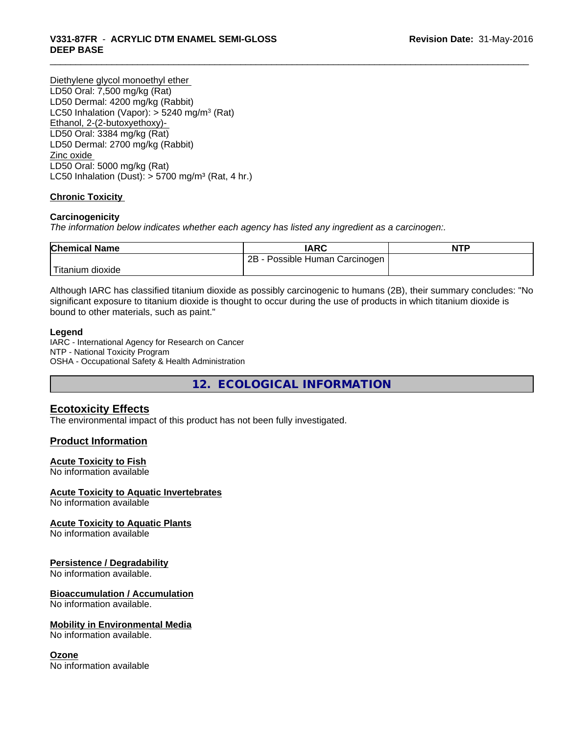Diethylene glycol monoethyl ether
LD50 Oral: 7,500 mg/kg (Rat)
LD50 Dermal: 4200 mg/kg (Rabbit)
LC50 Inhalation (Vapor): > 5240 mg/m³ (Rat)
Ethanol, 2-(2-butoxyethoxy)-
LD50 Oral: 3384 mg/kg (Rat)
LD50 Dermal: 2700 mg/kg (Rabbit)
Zinc oxide
LD50 Oral: 5000 mg/kg (Rat)
LC50 Inhalation (Dust): > 5700 mg/m³ (Rat, 4 hr.)

**Chronic Toxicity**

**Carcinogenicity**
*The information below indicates whether each agency has listed any ingredient as a carcinogen:.*

| Chemical Name | IARC | NTP |
|---|---|---|
| Titanium dioxide | 2B - Possible Human Carcinogen | |

Although IARC has classified titanium dioxide as possibly carcinogenic to humans (2B), their summary concludes: "No significant exposure to titanium dioxide is thought to occur during the use of products in which titanium dioxide is bound to other materials, such as paint."

**Legend**
IARC - International Agency for Research on Cancer
NTP - National Toxicity Program
OSHA - Occupational Safety & Health Administration

## 12. ECOLOGICAL INFORMATION

### Ecotoxicity Effects
The environmental impact of this product has not been fully investigated.

### Product Information

**Acute Toxicity to Fish**
No information available

**Acute Toxicity to Aquatic Invertebrates**
No information available

**Acute Toxicity to Aquatic Plants**
No information available

**Persistence / Degradability**
No information available.

**Bioaccumulation / Accumulation**
No information available.

**Mobility in Environmental Media**
No information available.

**Ozone**
No information available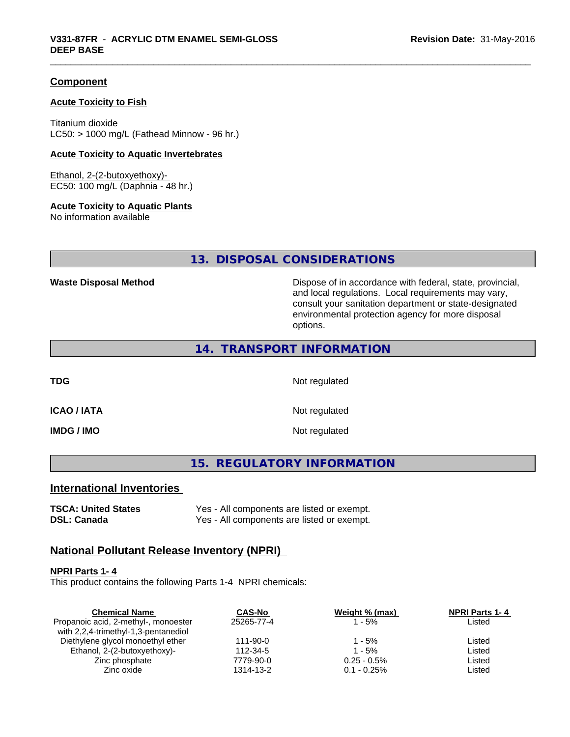### Component

#### Acute Toxicity to Fish

Titanium dioxide
LC50: > 1000 mg/L (Fathead Minnow - 96 hr.)

#### Acute Toxicity to Aquatic Invertebrates

Ethanol, 2-(2-butoxyethoxy)-
EC50: 100 mg/L (Daphnia - 48 hr.)

#### Acute Toxicity to Aquatic Plants

No information available

## 13. DISPOSAL CONSIDERATIONS

**Waste Disposal Method** Dispose of in accordance with federal, state, provincial, and local regulations. Local requirements may vary, consult your sanitation department or state-designated environmental protection agency for more disposal options.

## 14. TRANSPORT INFORMATION

**TDG** Not regulated

**ICAO / IATA** Not regulated

**IMDG / IMO** Not regulated

## 15. REGULATORY INFORMATION

### International Inventories

**TSCA: United States** Yes - All components are listed or exempt.
**DSL: Canada** Yes - All components are listed or exempt.

### National Pollutant Release Inventory (NPRI)

#### NPRI Parts 1- 4

This product contains the following Parts 1-4 NPRI chemicals:

| Chemical Name | CAS-No | Weight % (max) | NPRI Parts 1- 4 |
|---|---|---|---|
| Propanoic acid, 2-methyl-, monoester with 2,2,4-trimethyl-1,3-pentanediol | 25265-77-4 | 1 - 5% | Listed |
| Diethylene glycol monoethyl ether | 111-90-0 | 1 - 5% | Listed |
| Ethanol, 2-(2-butoxyethoxy)- | 112-34-5 | 1 - 5% | Listed |
| Zinc phosphate | 7779-90-0 | 0.25 - 0.5% | Listed |
| Zinc oxide | 1314-13-2 | 0.1 - 0.25% | Listed |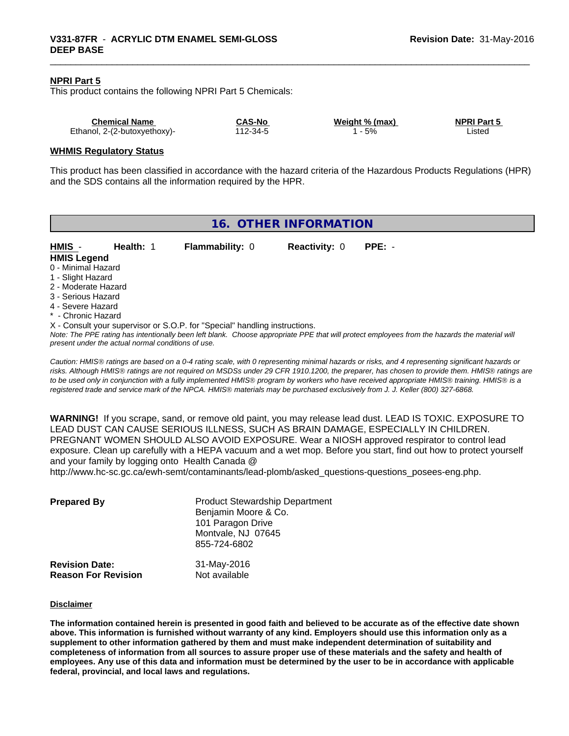**NPRI Part 5**

This product contains the following NPRI Part 5 Chemicals:

| Chemical Name | CAS-No | Weight % (max) | NPRI Part 5 |
|---|---|---|---|
| Ethanol, 2-(2-butoxyethoxy)- | 112-34-5 | 1 - 5% | Listed |

**WHMIS Regulatory Status**

This product has been classified in accordance with the hazard criteria of the Hazardous Products Regulations (HPR) and the SDS contains all the information required by the HPR.

## 16. OTHER INFORMATION

**HMIS** - **Health:** 1 **Flammability:** 0 **Reactivity:** 0 **PPE:** -

**HMIS Legend**

0 - Minimal Hazard
1 - Slight Hazard
2 - Moderate Hazard
3 - Serious Hazard
4 - Severe Hazard
* - Chronic Hazard
X - Consult your supervisor or S.O.P. for "Special" handling instructions.

*Note: The PPE rating has intentionally been left blank. Choose appropriate PPE that will protect employees from the hazards the material will present under the actual normal conditions of use.*

*Caution: HMIS® ratings are based on a 0-4 rating scale, with 0 representing minimal hazards or risks, and 4 representing significant hazards or risks. Although HMIS® ratings are not required on MSDSs under 29 CFR 1910.1200, the preparer, has chosen to provide them. HMIS® ratings are to be used only in conjunction with a fully implemented HMIS® program by workers who have received appropriate HMIS® training. HMIS® is a registered trade and service mark of the NPCA. HMIS® materials may be purchased exclusively from J. J. Keller (800) 327-6868.*

**WARNING!** If you scrape, sand, or remove old paint, you may release lead dust. LEAD IS TOXIC. EXPOSURE TO LEAD DUST CAN CAUSE SERIOUS ILLNESS, SUCH AS BRAIN DAMAGE, ESPECIALLY IN CHILDREN. PREGNANT WOMEN SHOULD ALSO AVOID EXPOSURE. Wear a NIOSH approved respirator to control lead exposure. Clean up carefully with a HEPA vacuum and a wet mop. Before you start, find out how to protect yourself and your family by logging onto Health Canada @ http://www.hc-sc.gc.ca/ewh-semt/contaminants/lead-plomb/asked_questions-questions_posees-eng.php.

**Prepared By**
Product Stewardship Department
Benjamin Moore & Co.
101 Paragon Drive
Montvale, NJ 07645
855-724-6802

**Revision Date:** 31-May-2016
**Reason For Revision** Not available

**Disclaimer**

**The information contained herein is presented in good faith and believed to be accurate as of the effective date shown above. This information is furnished without warranty of any kind. Employers should use this information only as a supplement to other information gathered by them and must make independent determination of suitability and completeness of information from all sources to assure proper use of these materials and the safety and health of employees. Any use of this data and information must be determined by the user to be in accordance with applicable federal, provincial, and local laws and regulations.**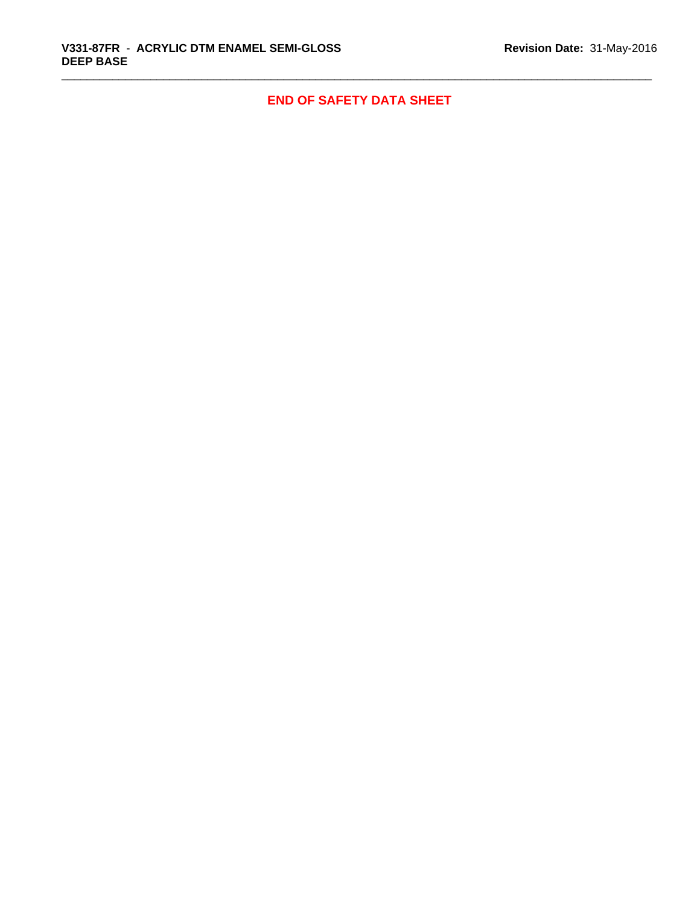**END OF SAFETY DATA SHEET**